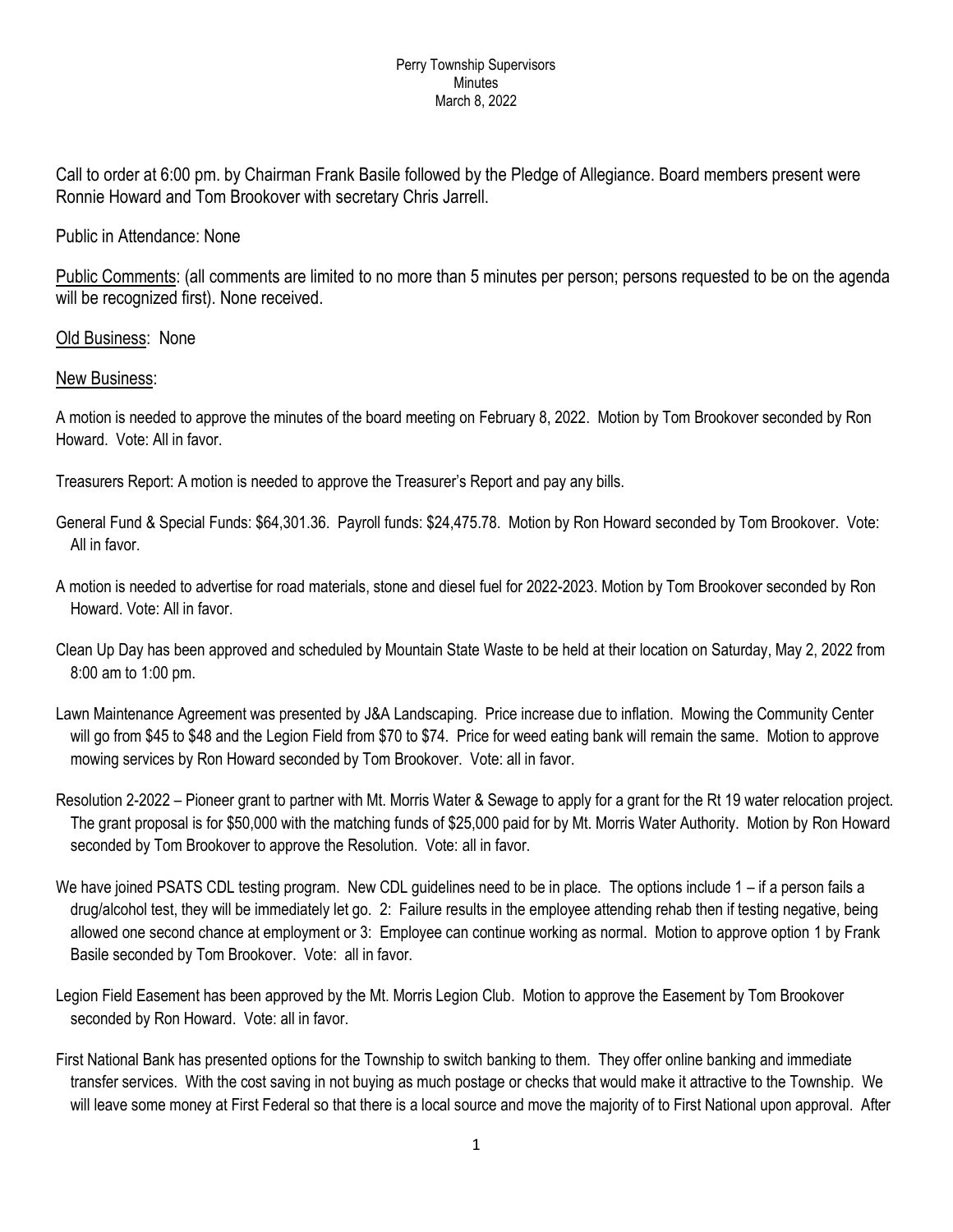Perry Township Supervisors
Minutes
March 8, 2022

Call to order at 6:00 pm. by Chairman Frank Basile followed by the Pledge of Allegiance. Board members present were Ronnie Howard and Tom Brookover with secretary Chris Jarrell.

Public in Attendance: None

Public Comments: (all comments are limited to no more than 5 minutes per person; persons requested to be on the agenda will be recognized first). None received.

Old Business: None

New Business:

A motion is needed to approve the minutes of the board meeting on February 8, 2022. Motion by Tom Brookover seconded by Ron Howard. Vote: All in favor.

Treasurers Report: A motion is needed to approve the Treasurer's Report and pay any bills.

General Fund & Special Funds: $64,301.36. Payroll funds: $24,475.78. Motion by Ron Howard seconded by Tom Brookover. Vote: All in favor.

A motion is needed to advertise for road materials, stone and diesel fuel for 2022-2023. Motion by Tom Brookover seconded by Ron Howard. Vote: All in favor.

Clean Up Day has been approved and scheduled by Mountain State Waste to be held at their location on Saturday, May 2, 2022 from 8:00 am to 1:00 pm.

Lawn Maintenance Agreement was presented by J&A Landscaping. Price increase due to inflation. Mowing the Community Center will go from $45 to $48 and the Legion Field from $70 to $74. Price for weed eating bank will remain the same. Motion to approve mowing services by Ron Howard seconded by Tom Brookover. Vote: all in favor.

Resolution 2-2022 – Pioneer grant to partner with Mt. Morris Water & Sewage to apply for a grant for the Rt 19 water relocation project. The grant proposal is for $50,000 with the matching funds of $25,000 paid for by Mt. Morris Water Authority. Motion by Ron Howard seconded by Tom Brookover to approve the Resolution. Vote: all in favor.

We have joined PSATS CDL testing program. New CDL guidelines need to be in place. The options include 1 – if a person fails a drug/alcohol test, they will be immediately let go. 2: Failure results in the employee attending rehab then if testing negative, being allowed one second chance at employment or 3: Employee can continue working as normal. Motion to approve option 1 by Frank Basile seconded by Tom Brookover. Vote: all in favor.

Legion Field Easement has been approved by the Mt. Morris Legion Club. Motion to approve the Easement by Tom Brookover seconded by Ron Howard. Vote: all in favor.

First National Bank has presented options for the Township to switch banking to them. They offer online banking and immediate transfer services. With the cost saving in not buying as much postage or checks that would make it attractive to the Township. We will leave some money at First Federal so that there is a local source and move the majority of to First National upon approval. After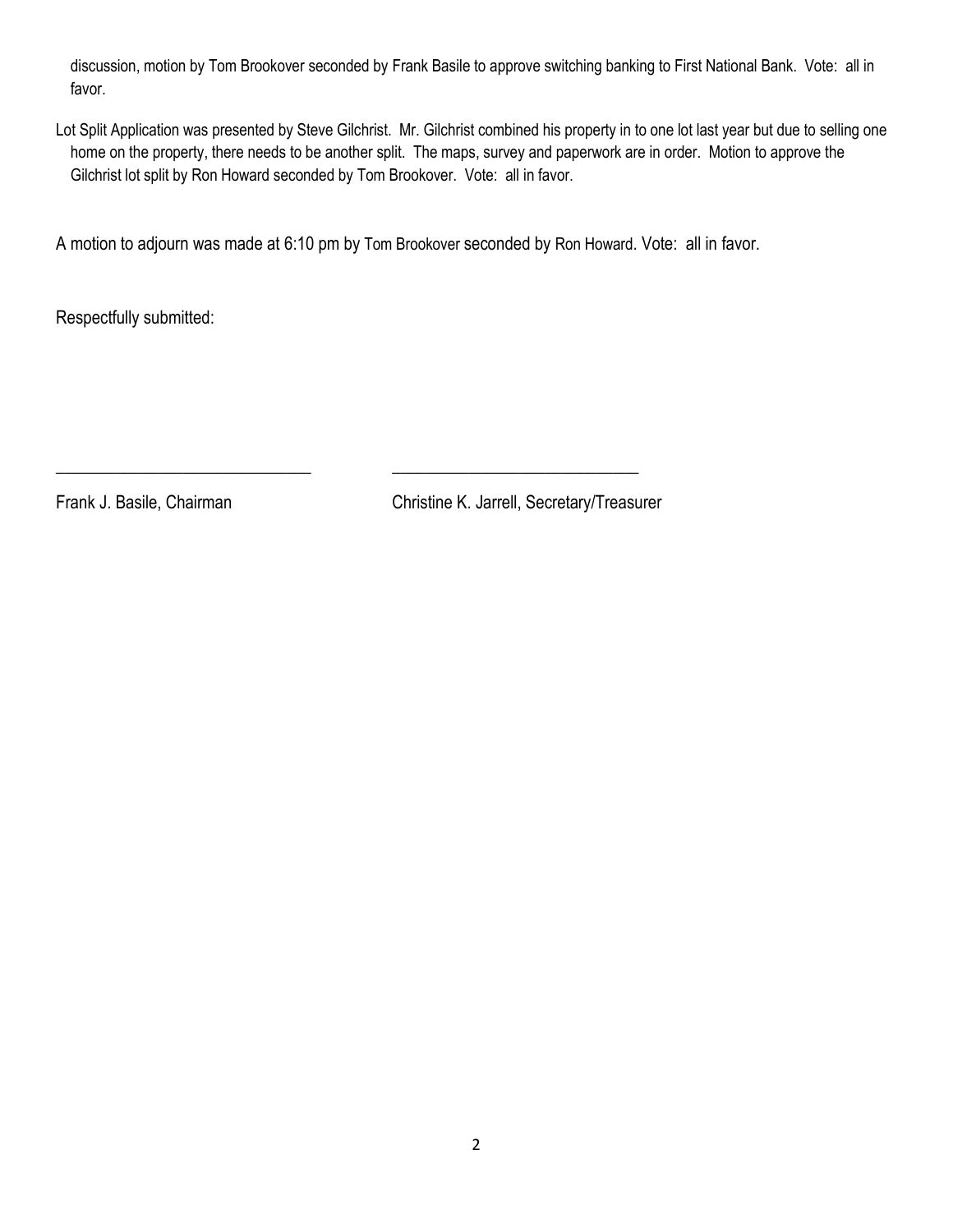discussion, motion by Tom Brookover seconded by Frank Basile to approve switching banking to First National Bank. Vote: all in favor.

Lot Split Application was presented by Steve Gilchrist. Mr. Gilchrist combined his property in to one lot last year but due to selling one home on the property, there needs to be another split. The maps, survey and paperwork are in order. Motion to approve the Gilchrist lot split by Ron Howard seconded by Tom Brookover. Vote: all in favor.

A motion to adjourn was made at 6:10 pm by Tom Brookover seconded by Ron Howard. Vote: all in favor.

Respectfully submitted:

\_\_\_\_\_\_\_\_\_\_\_\_\_\_\_\_\_\_\_\_\_\_\_\_\_\_\_\_\_\_ \_\_\_\_\_\_\_\_\_\_\_\_\_\_\_\_\_\_\_\_\_\_\_\_\_\_\_\_\_\_

Frank J. Basile, Chairman Christine K. Jarrell, Secretary/Treasurer